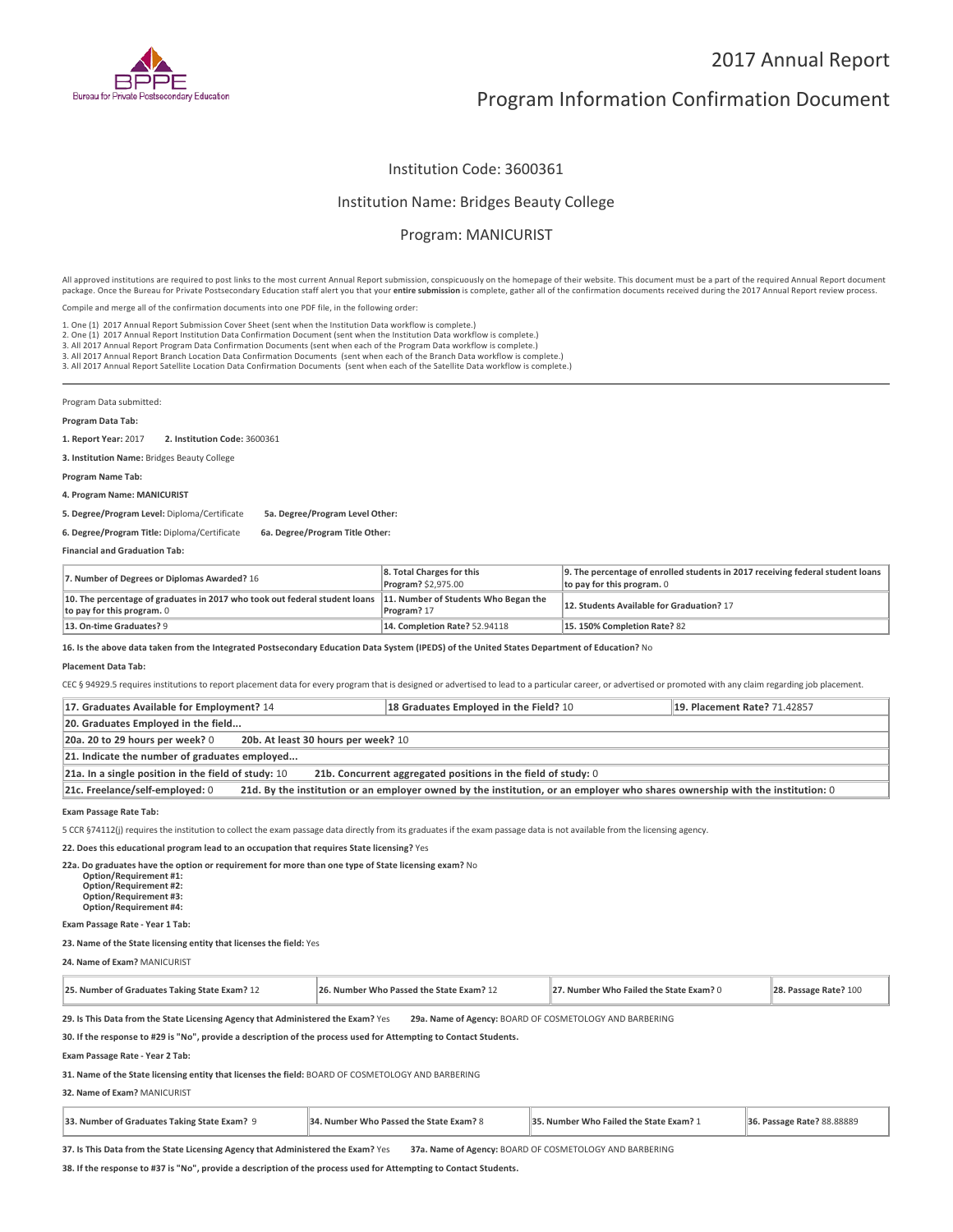# 2017 Annual Report

# Program Information Confirmation Document

Institution Code: 3600361

Institution Name: Bridges Beauty College

Program: MANICURIST

All approved institutions are required to post links to the most current Annual Report submission, conspicuously on the homepage of their website. This document must be a part of the required Annual Report document package. Once the Bureau for Private Postsecondary Education staff alert you that your **entire submission** is complete, gather all of the confirmation documents received during the 2017 Annual Report review process.

Compile and merge all of the confirmation documents into one PDF file, in the following order:

1. One (1) 2017 Annual Report Submission Cover Sheet (sent when the Institution Data workflow is complete.)
2. One (1) 2017 Annual Report Institution Data Confirmation Document (sent when the Institution Data workflow is complete.)
3. All 2017 Annual Report Program Data Confirmation Documents (sent when each of the Program Data workflow is complete.)
3. All 2017 Annual Report Branch Location Data Confirmation Documents (sent when each of the Branch Data workflow is complete.)
3. All 2017 Annual Report Satellite Location Data Confirmation Documents (sent when each of the Satellite Data workflow is complete.)

---

Program Data submitted:

**Program Data Tab:**

**1. Report Year:** 2017 **2. Institution Code:** 3600361

**3. Institution Name:** Bridges Beauty College

**Program Name Tab:**

**4. Program Name: MANICURIST**

**5. Degree/Program Level:** Diploma/Certificate **5a. Degree/Program Level Other:**

**6. Degree/Program Title:** Diploma/Certificate **6a. Degree/Program Title Other:**

**Financial and Graduation Tab:**

| | | |
|---|---|---|
| **7. Number of Degrees or Diplomas Awarded?** 16 | **8. Total Charges for this Program?** $2,975.00 | **9. The percentage of enrolled students in 2017 receiving federal student loans to pay for this program.** 0 |
| **10. The percentage of graduates in 2017 who took out federal student loans to pay for this program.** 0 | **11. Number of Students Who Began the Program?** 17 | **12. Students Available for Graduation?** 17 |
| **13. On-time Graduates?** 9 | **14. Completion Rate?** 52.94118 | **15. 150% Completion Rate?** 82 |

**16. Is the above data taken from the Integrated Postsecondary Education Data System (IPEDS) of the United States Department of Education?** No

**Placement Data Tab:**

CEC § 94929.5 requires institutions to report placement data for every program that is designed or advertised to lead to a particular career, or advertised or promoted with any claim regarding job placement.

| | | |
|---|---|---|
| **17. Graduates Available for Employment?** 14 | **18 Graduates Employed in the Field?** 10 | **19. Placement Rate?** 71.42857 |
| **20. Graduates Employed in the field...** | | |
| **20a. 20 to 29 hours per week?** 0 **20b. At least 30 hours per week?** 10 | | |
| **21. Indicate the number of graduates employed...** | | |
| **21a. In a single position in the field of study:** 10 **21b. Concurrent aggregated positions in the field of study:** 0 | | |
| **21c. Freelance/self-employed:** 0 **21d. By the institution or an employer owned by the institution, or an employer who shares ownership with the institution:** 0 | | |

**Exam Passage Rate Tab:**

5 CCR §74112(j) requires the institution to collect the exam passage data directly from its graduates if the exam passage data is not available from the licensing agency.

**22. Does this educational program lead to an occupation that requires State licensing?** Yes

**22a. Do graduates have the option or requirement for more than one type of State licensing exam?** No
**Option/Requirement #1:**
**Option/Requirement #2:**
**Option/Requirement #3:**
**Option/Requirement #4:**

**Exam Passage Rate - Year 1 Tab:**

**23. Name of the State licensing entity that licenses the field:** Yes

**24. Name of Exam?** MANICURIST

| | | | |
|---|---|---|---|
| **25. Number of Graduates Taking State Exam?** 12 | **26. Number Who Passed the State Exam?** 12 | **27. Number Who Failed the State Exam?** 0 | **28. Passage Rate?** 100 |

**29. Is This Data from the State Licensing Agency that Administered the Exam?** Yes **29a. Name of Agency:** BOARD OF COSMETOLOGY AND BARBERING

**30. If the response to #29 is "No", provide a description of the process used for Attempting to Contact Students.**

**Exam Passage Rate - Year 2 Tab:**

**31. Name of the State licensing entity that licenses the field:** BOARD OF COSMETOLOGY AND BARBERING

**32. Name of Exam?** MANICURIST

| | | | |
|---|---|---|---|
| **33. Number of Graduates Taking State Exam?** 9 | **34. Number Who Passed the State Exam?** 8 | **35. Number Who Failed the State Exam?** 1 | **36. Passage Rate?** 88.88889 |

**37. Is This Data from the State Licensing Agency that Administered the Exam?** Yes **37a. Name of Agency:** BOARD OF COSMETOLOGY AND BARBERING

**38. If the response to #37 is "No", provide a description of the process used for Attempting to Contact Students.**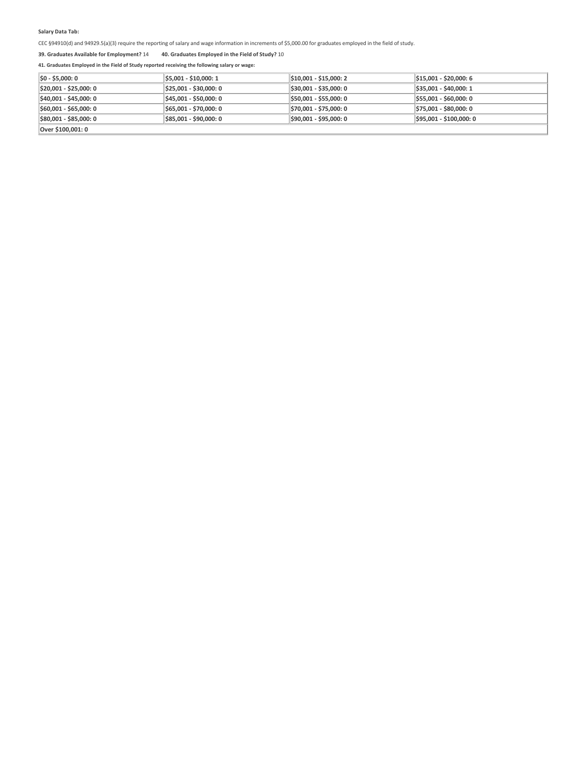**Salary Data Tab:**

CEC §94910(d) and 94929.5(a)(3) require the reporting of salary and wage information in increments of $5,000.00 for graduates employed in the field of study.

**39. Graduates Available for Employment?** 14 **40. Graduates Employed in the Field of Study?** 10

**41. Graduates Employed in the Field of Study reported receiving the following salary or wage:**

| | | | |
|---|---|---|---|
| **$0 - $5,000: 0** | **$5,001 - $10,000: 1** | **$10,001 - $15,000: 2** | **$15,001 - $20,000: 6** |
| **$20,001 - $25,000: 0** | **$25,001 - $30,000: 0** | **$30,001 - $35,000: 0** | **$35,001 - $40,000: 1** |
| **$40,001 - $45,000: 0** | **$45,001 - $50,000: 0** | **$50,001 - $55,000: 0** | **$55,001 - $60,000: 0** |
| **$60,001 - $65,000: 0** | **$65,001 - $70,000: 0** | **$70,001 - $75,000: 0** | **$75,001 - $80,000: 0** |
| **$80,001 - $85,000: 0** | **$85,001 - $90,000: 0** | **$90,001 - $95,000: 0** | **$95,001 - $100,000: 0** |
| **Over $100,001: 0** | | | |